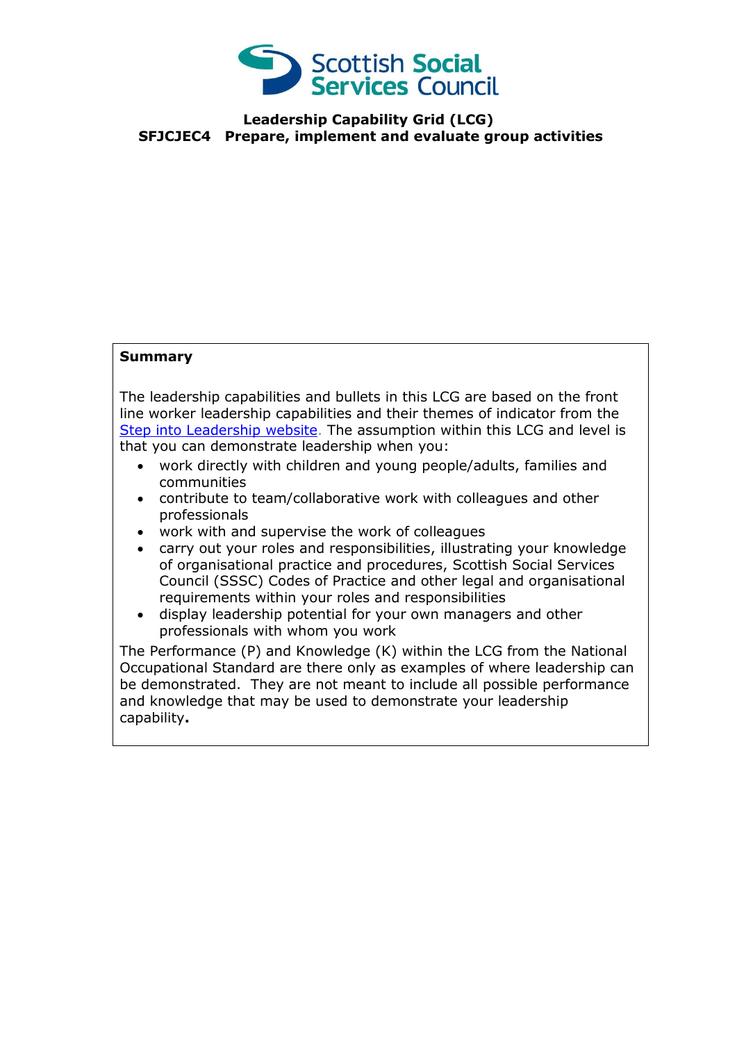Scottish Social Services Council

# Leadership Capability Grid (LCG)

## SFJCJEC4 Prepare, implement and evaluate group activities

**Summary**

The leadership capabilities and bullets in this LCG are based on the front line worker leadership capabilities and their themes of indicator from the Step into Leadership website. The assumption within this LCG and level is that you can demonstrate leadership when you:

- work directly with children and young people/adults, families and communities
- contribute to team/collaborative work with colleagues and other professionals
- work with and supervise the work of colleagues
- carry out your roles and responsibilities, illustrating your knowledge of organisational practice and procedures, Scottish Social Services Council (SSSC) Codes of Practice and other legal and organisational requirements within your roles and responsibilities
- display leadership potential for your own managers and other professionals with whom you work

The Performance (P) and Knowledge (K) within the LCG from the National Occupational Standard are there only as examples of where leadership can be demonstrated. They are not meant to include all possible performance and knowledge that may be used to demonstrate your leadership capability**.**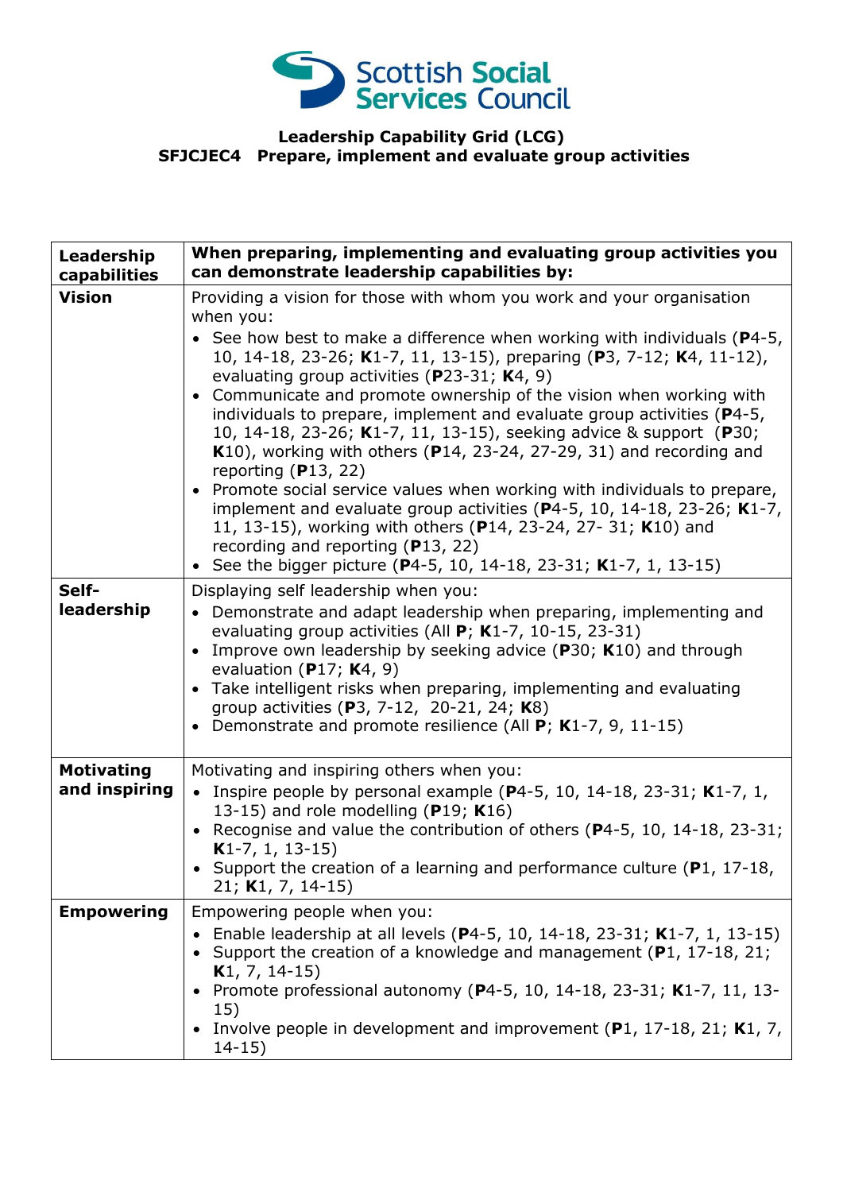Scottish Social Services Council

**Leadership Capability Grid (LCG)**
**SFJCJEC4 Prepare, implement and evaluate group activities**

| **Leadership capabilities** | **When preparing, implementing and evaluating group activities you can demonstrate leadership capabilities by:** |
|---|---|
| **Vision** | Providing a vision for those with whom you work and your organisation when you:<br>• See how best to make a difference when working with individuals (**P**4-5, 10, 14-18, 23-26; **K**1-7, 11, 13-15), preparing (**P**3, 7-12; **K**4, 11-12), evaluating group activities (**P**23-31; **K**4, 9)<br>• Communicate and promote ownership of the vision when working with individuals to prepare, implement and evaluate group activities (**P**4-5, 10, 14-18, 23-26; **K**1-7, 11, 13-15), seeking advice & support (**P**30; **K**10), working with others (**P**14, 23-24, 27-29, 31) and recording and reporting (**P**13, 22)<br>• Promote social service values when working with individuals to prepare, implement and evaluate group activities (**P**4-5, 10, 14-18, 23-26; **K**1-7, 11, 13-15), working with others (**P**14, 23-24, 27- 31; **K**10) and recording and reporting (**P**13, 22)<br>• See the bigger picture (**P**4-5, 10, 14-18, 23-31; **K**1-7, 1, 13-15) |
| **Self-leadership** | Displaying self leadership when you:<br>• Demonstrate and adapt leadership when preparing, implementing and evaluating group activities (All **P**; **K**1-7, 10-15, 23-31)<br>• Improve own leadership by seeking advice (**P**30; **K**10) and through evaluation (**P**17; **K**4, 9)<br>• Take intelligent risks when preparing, implementing and evaluating group activities (**P**3, 7-12, 20-21, 24; **K**8)<br>• Demonstrate and promote resilience (All **P**; **K**1-7, 9, 11-15) |
| **Motivating and inspiring** | Motivating and inspiring others when you:<br>• Inspire people by personal example (**P**4-5, 10, 14-18, 23-31; **K**1-7, 1, 13-15) and role modelling (**P**19; **K**16)<br>• Recognise and value the contribution of others (**P**4-5, 10, 14-18, 23-31; **K**1-7, 1, 13-15)<br>• Support the creation of a learning and performance culture (**P**1, 17-18, 21; **K**1, 7, 14-15) |
| **Empowering** | Empowering people when you:<br>• Enable leadership at all levels (**P**4-5, 10, 14-18, 23-31; **K**1-7, 1, 13-15)<br>• Support the creation of a knowledge and management (**P**1, 17-18, 21; **K**1, 7, 14-15)<br>• Promote professional autonomy (**P**4-5, 10, 14-18, 23-31; **K**1-7, 11, 13-15)<br>• Involve people in development and improvement (**P**1, 17-18, 21; **K**1, 7, 14-15) |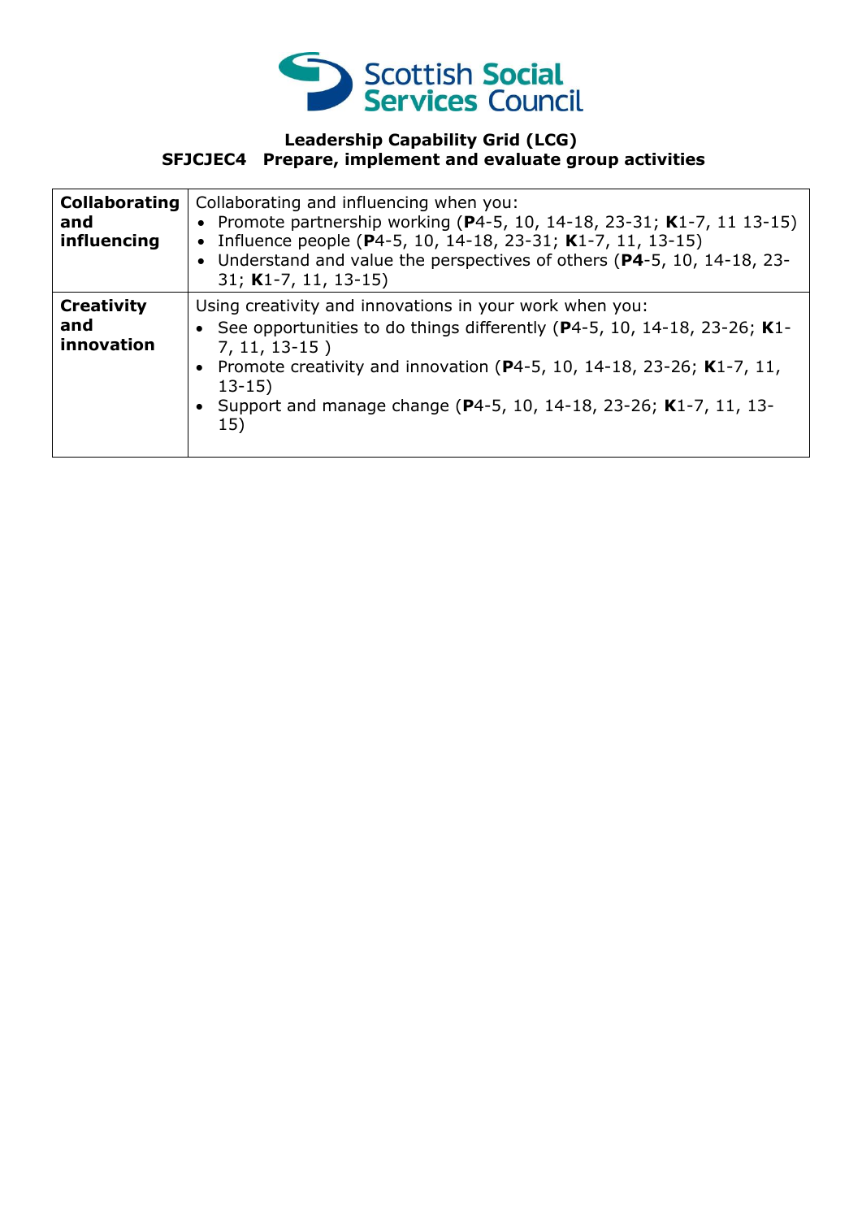**Leadership Capability Grid (LCG)**
**SFJCJEC4 Prepare, implement and evaluate group activities**

| | |
|---|---|
| **Collaborating and influencing** | Collaborating and influencing when you:<br>• Promote partnership working (**P**4-5, 10, 14-18, 23-31; **K**1-7, 11 13-15)<br>• Influence people (**P**4-5, 10, 14-18, 23-31; **K**1-7, 11, 13-15)<br>• Understand and value the perspectives of others (**P4**-5, 10, 14-18, 23-31; **K**1-7, 11, 13-15) |
| **Creativity and innovation** | Using creativity and innovations in your work when you:<br>• See opportunities to do things differently (**P**4-5, 10, 14-18, 23-26; **K**1-7, 11, 13-15 )<br>• Promote creativity and innovation (**P**4-5, 10, 14-18, 23-26; **K**1-7, 11, 13-15)<br>• Support and manage change (**P**4-5, 10, 14-18, 23-26; **K**1-7, 11, 13-15) |